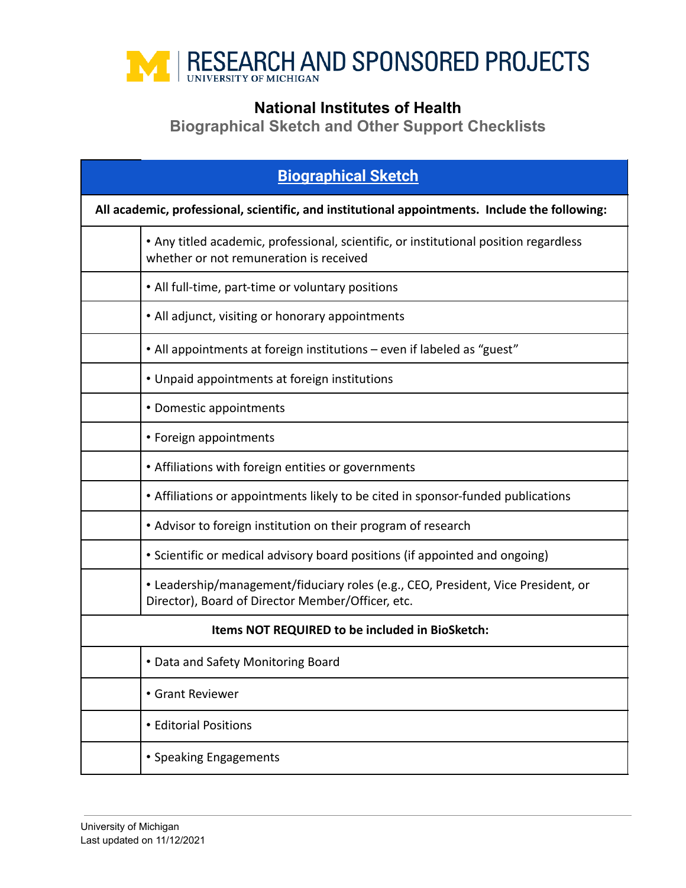# RESEARCH AND SPONSORED PROJECTS
UNIVERSITY OF MICHIGAN

## National Institutes of Health

### Biographical Sketch and Other Support Checklists

| | **Biographical Sketch** |
|---|---|
| | **All academic, professional, scientific, and institutional appointments. Include the following:** |
| | • Any titled academic, professional, scientific, or institutional position regardless whether or not remuneration is received |
| | • All full-time, part-time or voluntary positions |
| | • All adjunct, visiting or honorary appointments |
| | • All appointments at foreign institutions – even if labeled as "guest" |
| | • Unpaid appointments at foreign institutions |
| | • Domestic appointments |
| | • Foreign appointments |
| | • Affiliations with foreign entities or governments |
| | • Affiliations or appointments likely to be cited in sponsor-funded publications |
| | • Advisor to foreign institution on their program of research |
| | • Scientific or medical advisory board positions (if appointed and ongoing) |
| | • Leadership/management/fiduciary roles (e.g., CEO, President, Vice President, or Director), Board of Director Member/Officer, etc. |
| | **Items NOT REQUIRED to be included in BioSketch:** |
| | • Data and Safety Monitoring Board |
| | • Grant Reviewer |
| | • Editorial Positions |
| | • Speaking Engagements |

University of Michigan
Last updated on 11/12/2021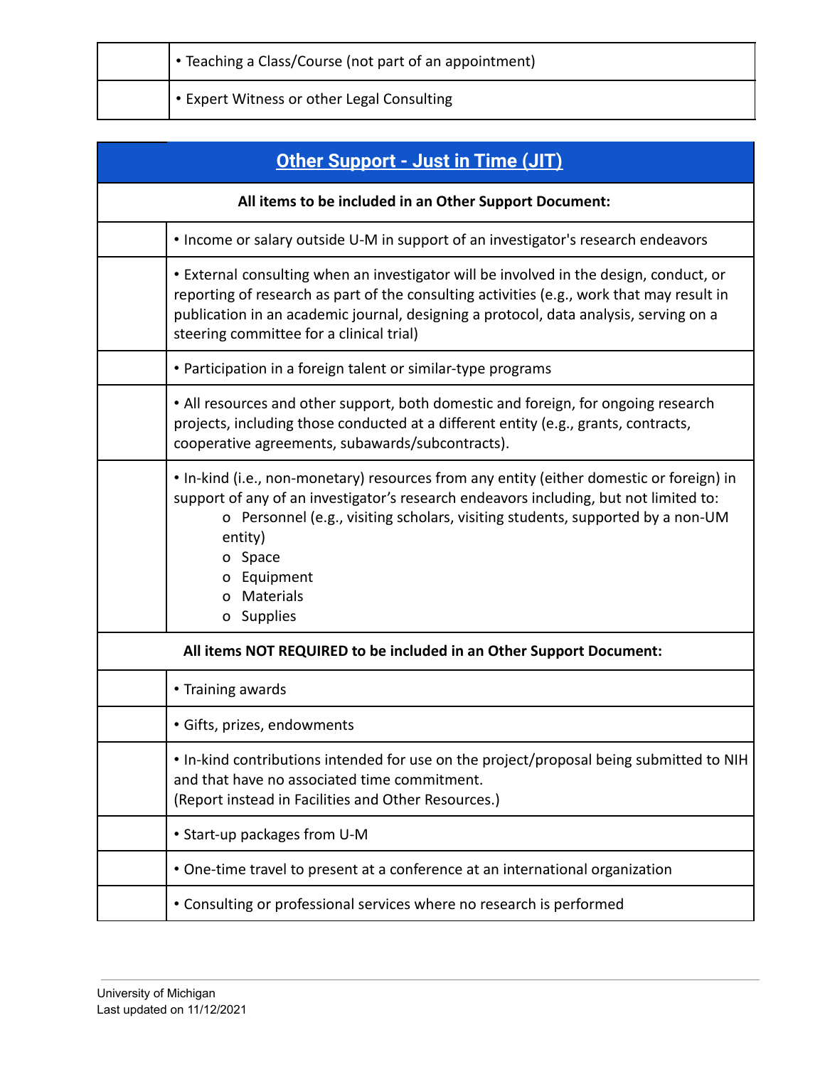| | |
|---|---|
| | • Teaching a Class/Course (not part of an appointment) |
| | • Expert Witness or other Legal Consulting |

| Other Support - Just in Time (JIT) | |
|---|---|
| **All items to be included in an Other Support Document:** | |
| | • Income or salary outside U-M in support of an investigator's research endeavors |
| | • External consulting when an investigator will be involved in the design, conduct, or reporting of research as part of the consulting activities (e.g., work that may result in publication in an academic journal, designing a protocol, data analysis, serving on a steering committee for a clinical trial) |
| | • Participation in a foreign talent or similar-type programs |
| | • All resources and other support, both domestic and foreign, for ongoing research projects, including those conducted at a different entity (e.g., grants, contracts, cooperative agreements, subawards/subcontracts). |
| | • In-kind (i.e., non-monetary) resources from any entity (either domestic or foreign) in support of any of an investigator's research endeavors including, but not limited to:<br>o Personnel (e.g., visiting scholars, visiting students, supported by a non-UM entity)<br>o Space<br>o Equipment<br>o Materials<br>o Supplies |
| **All items NOT REQUIRED to be included in an Other Support Document:** | |
| | • Training awards |
| | • Gifts, prizes, endowments |
| | • In-kind contributions intended for use on the project/proposal being submitted to NIH and that have no associated time commitment.<br>(Report instead in Facilities and Other Resources.) |
| | • Start-up packages from U-M |
| | • One-time travel to present at a conference at an international organization |
| | • Consulting or professional services where no research is performed |

University of Michigan
Last updated on 11/12/2021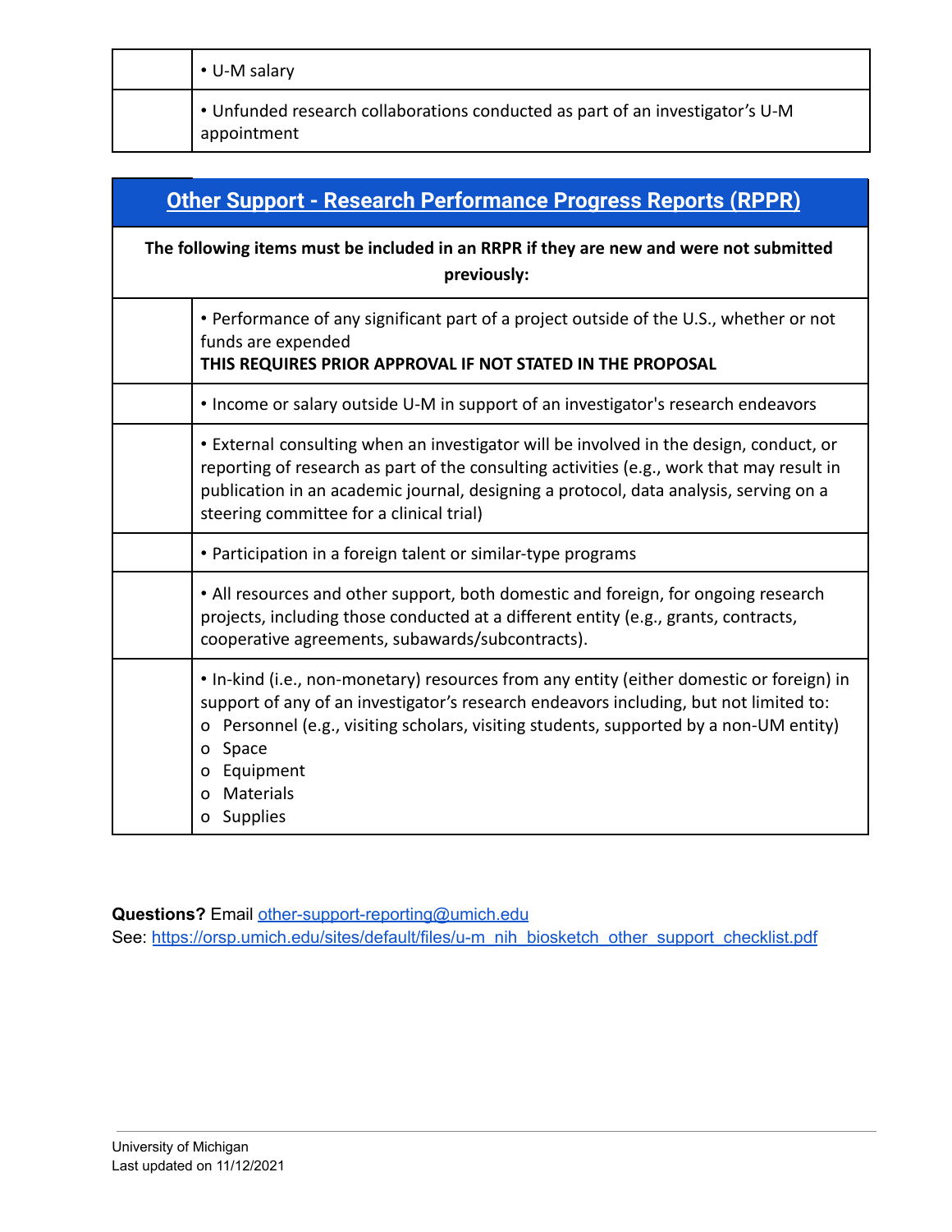| | |
|---|---|
| | • U-M salary |
| | • Unfunded research collaborations conducted as part of an investigator's U-M appointment |

## Other Support - Research Performance Progress Reports (RPPR)

**The following items must be included in an RRPR if they are new and were not submitted previously:**

| | |
|---|---|
| | • Performance of any significant part of a project outside of the U.S., whether or not funds are expended<br>**THIS REQUIRES PRIOR APPROVAL IF NOT STATED IN THE PROPOSAL** |
| | • Income or salary outside U-M in support of an investigator's research endeavors |
| | • External consulting when an investigator will be involved in the design, conduct, or reporting of research as part of the consulting activities (e.g., work that may result in publication in an academic journal, designing a protocol, data analysis, serving on a steering committee for a clinical trial) |
| | • Participation in a foreign talent or similar-type programs |
| | • All resources and other support, both domestic and foreign, for ongoing research projects, including those conducted at a different entity (e.g., grants, contracts, cooperative agreements, subawards/subcontracts). |
| | • In-kind (i.e., non-monetary) resources from any entity (either domestic or foreign) in support of any of an investigator's research endeavors including, but not limited to:<br>o Personnel (e.g., visiting scholars, visiting students, supported by a non-UM entity)<br>o Space<br>o Equipment<br>o Materials<br>o Supplies |

**Questions?** Email other-support-reporting@umich.edu
See: https://orsp.umich.edu/sites/default/files/u-m_nih_biosketch_other_support_checklist.pdf

University of Michigan
Last updated on 11/12/2021